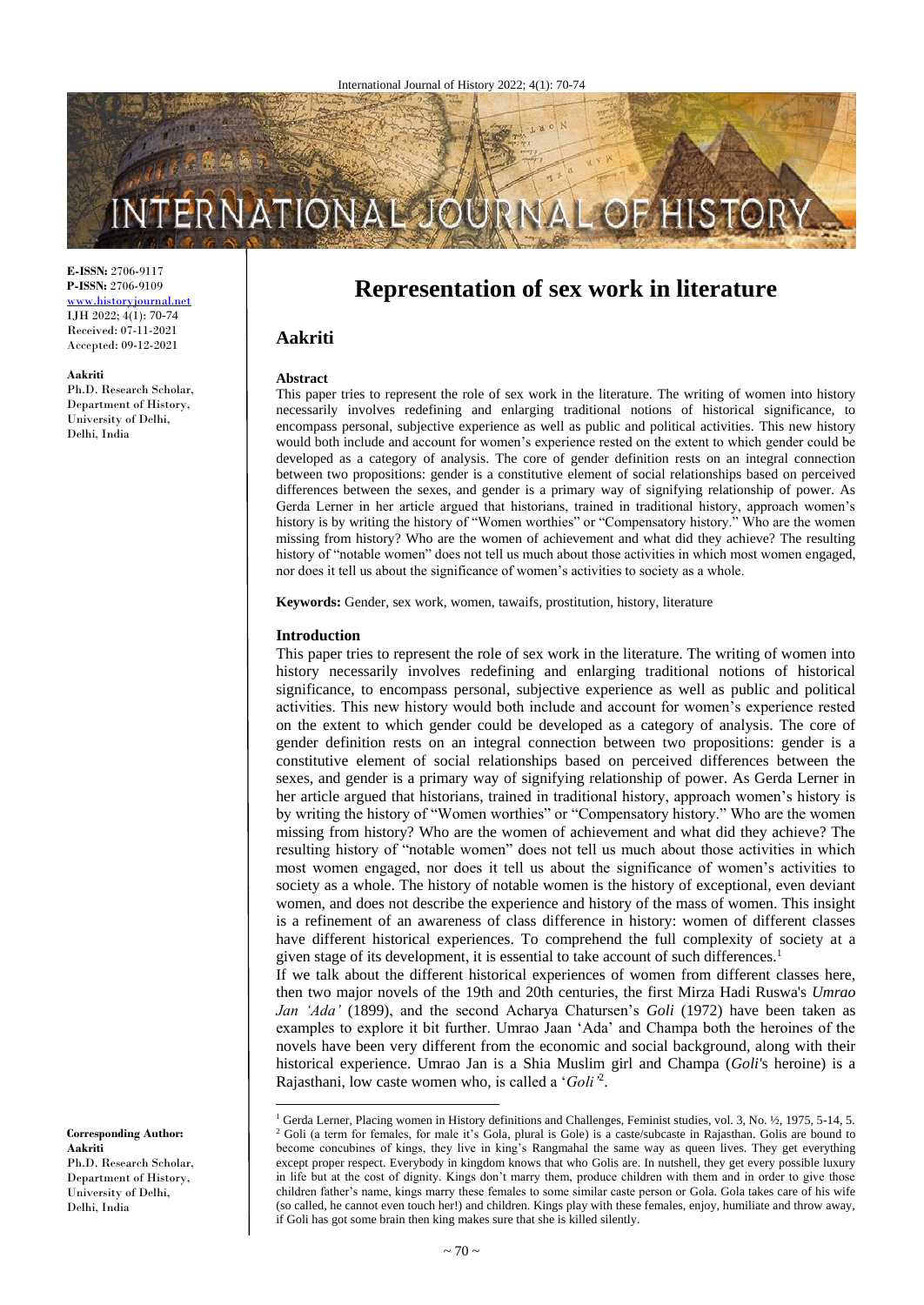# Representation of sex work in literature

## Aakriti

**Aakriti**
Ph.D. Research Scholar, Department of History, University of Delhi, Delhi, India

**Corresponding Author:**
**Aakriti**
Ph.D. Research Scholar, Department of History, University of Delhi, Delhi, India

**E-ISSN:** 2706-9117
**P-ISSN:** 2706-9109
www.historyjournal.net
IJH 2022; 4(1): 70-74
Received: 07-11-2021
Accepted: 09-12-2021

### Abstract

This paper tries to represent the role of sex work in the literature. The writing of women into history necessarily involves redefining and enlarging traditional notions of historical significance, to encompass personal, subjective experience as well as public and political activities. This new history would both include and account for women's experience rested on the extent to which gender could be developed as a category of analysis. The core of gender definition rests on an integral connection between two propositions: gender is a constitutive element of social relationships based on perceived differences between the sexes, and gender is a primary way of signifying relationship of power. As Gerda Lerner in her article argued that historians, trained in traditional history, approach women's history is by writing the history of "Women worthies" or "Compensatory history." Who are the women missing from history? Who are the women of achievement and what did they achieve? The resulting history of "notable women" does not tell us much about those activities in which most women engaged, nor does it tell us about the significance of women's activities to society as a whole.

**Keywords:** Gender, sex work, women, tawaifs, prostitution, history, literature

### Introduction

This paper tries to represent the role of sex work in the literature. The writing of women into history necessarily involves redefining and enlarging traditional notions of historical significance, to encompass personal, subjective experience as well as public and political activities. This new history would both include and account for women's experience rested on the extent to which gender could be developed as a category of analysis. The core of gender definition rests on an integral connection between two propositions: gender is a constitutive element of social relationships based on perceived differences between the sexes, and gender is a primary way of signifying relationship of power. As Gerda Lerner in her article argued that historians, trained in traditional history, approach women's history is by writing the history of "Women worthies" or "Compensatory history." Who are the women missing from history? Who are the women of achievement and what did they achieve? The resulting history of "notable women" does not tell us much about those activities in which most women engaged, nor does it tell us about the significance of women's activities to society as a whole. The history of notable women is the history of exceptional, even deviant women, and does not describe the experience and history of the mass of women. This insight is a refinement of an awareness of class difference in history: women of different classes have different historical experiences. To comprehend the full complexity of society at a given stage of its development, it is essential to take account of such differences.[1]

If we talk about the different historical experiences of women from different classes here, then two major novels of the 19th and 20th centuries, the first Mirza Hadi Ruswa's *Umrao Jan 'Ada'* (1899), and the second Acharya Chatursen's *Goli* (1972) have been taken as examples to explore it bit further. Umrao Jaan 'Ada' and Champa both the heroines of the novels have been very different from the economic and social background, along with their historical experience. Umrao Jan is a Shia Muslim girl and Champa (*Goli*'s heroine) is a Rajasthani, low caste women who, is called a '*Goli*'[2].

---

[1] Gerda Lerner, Placing women in History definitions and Challenges, Feminist studies, vol. 3, No. ½, 1975, 5-14, 5.

[2] Goli (a term for females, for male it's Gola, plural is Gole) is a caste/subcaste in Rajasthan. Golis are bound to become concubines of kings, they live in king's Rangmahal the same way as queen lives. They get everything except proper respect. Everybody in kingdom knows that who Golis are. In nutshell, they get every possible luxury in life but at the cost of dignity. Kings don't marry them, produce children with them and in order to give those children father's name, kings marry these females to some similar caste person or Gola. Gola takes care of his wife (so called, he cannot even touch her!) and children. Kings play with these females, enjoy, humiliate and throw away, if Goli has got some brain then king makes sure that she is killed silently.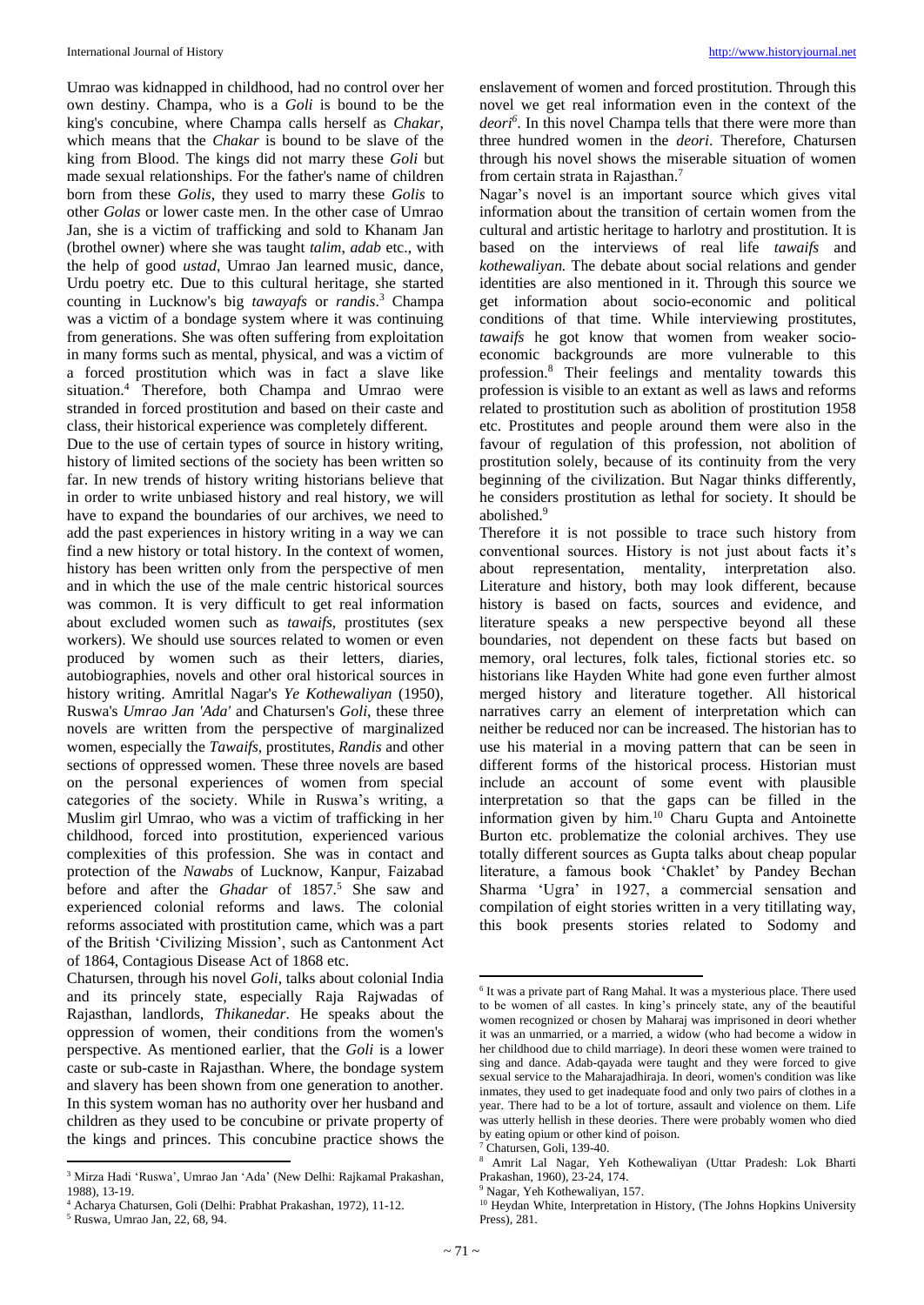Umrao was kidnapped in childhood, had no control over her own destiny. Champa, who is a *Goli* is bound to be the king's concubine, where Champa calls herself as *Chakar*, which means that the *Chakar* is bound to be slave of the king from Blood. The kings did not marry these *Goli* but made sexual relationships. For the father's name of children born from these *Golis*, they used to marry these *Golis* to other *Golas* or lower caste men. In the other case of Umrao Jan, she is a victim of trafficking and sold to Khanam Jan (brothel owner) where she was taught *talim*, *adab* etc., with the help of good *ustad*, Umrao Jan learned music, dance, Urdu poetry etc. Due to this cultural heritage, she started counting in Lucknow's big *tawayafs* or *randis*.[3] Champa was a victim of a bondage system where it was continuing from generations. She was often suffering from exploitation in many forms such as mental, physical, and was a victim of a forced prostitution which was in fact a slave like situation.[4] Therefore, both Champa and Umrao were stranded in forced prostitution and based on their caste and class, their historical experience was completely different.

Due to the use of certain types of source in history writing, history of limited sections of the society has been written so far. In new trends of history writing historians believe that in order to write unbiased history and real history, we will have to expand the boundaries of our archives, we need to add the past experiences in history writing in a way we can find a new history or total history. In the context of women, history has been written only from the perspective of men and in which the use of the male centric historical sources was common. It is very difficult to get real information about excluded women such as *tawaifs*, prostitutes (sex workers). We should use sources related to women or even produced by women such as their letters, diaries, autobiographies, novels and other oral historical sources in history writing. Amritlal Nagar's *Ye Kothewaliyan* (1950), Ruswa's *Umrao Jan 'Ada'* and Chatursen's *Goli*, these three novels are written from the perspective of marginalized women, especially the *Tawaifs*, prostitutes, *Randis* and other sections of oppressed women. These three novels are based on the personal experiences of women from special categories of the society. While in Ruswa's writing, a Muslim girl Umrao, who was a victim of trafficking in her childhood, forced into prostitution, experienced various complexities of this profession. She was in contact and protection of the *Nawabs* of Lucknow, Kanpur, Faizabad before and after the *Ghadar* of 1857.[5] She saw and experienced colonial reforms and laws. The colonial reforms associated with prostitution came, which was a part of the British 'Civilizing Mission', such as Cantonment Act of 1864, Contagious Disease Act of 1868 etc.

Chatursen, through his novel *Goli*, talks about colonial India and its princely state, especially Raja Rajwadas of Rajasthan, landlords, *Thikanedar*. He speaks about the oppression of women, their conditions from the women's perspective. As mentioned earlier, that the *Goli* is a lower caste or sub-caste in Rajasthan. Where, the bondage system and slavery has been shown from one generation to another. In this system woman has no authority over her husband and children as they used to be concubine or private property of the kings and princes. This concubine practice shows the enslavement of women and forced prostitution. Through this novel we get real information even in the context of the *deori*[6]. In this novel Champa tells that there were more than three hundred women in the *deori*. Therefore, Chatursen through his novel shows the miserable situation of women from certain strata in Rajasthan.[7]

Nagar's novel is an important source which gives vital information about the transition of certain women from the cultural and artistic heritage to harlotry and prostitution. It is based on the interviews of real life *tawaifs* and *kothewaliyan.* The debate about social relations and gender identities are also mentioned in it. Through this source we get information about socio-economic and political conditions of that time. While interviewing prostitutes, *tawaifs* he got know that women from weaker socio-economic backgrounds are more vulnerable to this profession.[8] Their feelings and mentality towards this profession is visible to an extant as well as laws and reforms related to prostitution such as abolition of prostitution 1958 etc. Prostitutes and people around them were also in the favour of regulation of this profession, not abolition of prostitution solely, because of its continuity from the very beginning of the civilization. But Nagar thinks differently, he considers prostitution as lethal for society. It should be abolished.[9]

Therefore it is not possible to trace such history from conventional sources. History is not just about facts it's about representation, mentality, interpretation also. Literature and history, both may look different, because history is based on facts, sources and evidence, and literature speaks a new perspective beyond all these boundaries, not dependent on these facts but based on memory, oral lectures, folk tales, fictional stories etc. so historians like Hayden White had gone even further almost merged history and literature together. All historical narratives carry an element of interpretation which can neither be reduced nor can be increased. The historian has to use his material in a moving pattern that can be seen in different forms of the historical process. Historian must include an account of some event with plausible interpretation so that the gaps can be filled in the information given by him.[10] Charu Gupta and Antoinette Burton etc. problematize the colonial archives. They use totally different sources as Gupta talks about cheap popular literature, a famous book 'Chaklet' by Pandey Bechan Sharma 'Ugra' in 1927, a commercial sensation and compilation of eight stories written in a very titillating way, this book presents stories related to Sodomy and

---

[3] Mirza Hadi 'Ruswa', Umrao Jan 'Ada' (New Delhi: Rajkamal Prakashan, 1988), 13-19.

[4] Acharya Chatursen, Goli (Delhi: Prabhat Prakashan, 1972), 11-12.

[5] Ruswa, Umrao Jan, 22, 68, 94.

[6] It was a private part of Rang Mahal. It was a mysterious place. There used to be women of all castes. In king's princely state, any of the beautiful women recognized or chosen by Maharaj was imprisoned in deori whether it was an unmarried, or a married, a widow (who had become a widow in her childhood due to child marriage). In deori these women were trained to sing and dance. Adab-qayada were taught and they were forced to give sexual service to the Maharajadhiraja. In deori, women's condition was like inmates, they used to get inadequate food and only two pairs of clothes in a year. There had to be a lot of torture, assault and violence on them. Life was utterly hellish in these deories. There were probably women who died by eating opium or other kind of poison.

[7] Chatursen, Goli, 139-40.

[8] Amrit Lal Nagar, Yeh Kothewaliyan (Uttar Pradesh: Lok Bharti Prakashan, 1960), 23-24, 174.

[9] Nagar, Yeh Kothewaliyan, 157.

[10] Heydan White, Interpretation in History, (The Johns Hopkins University Press), 281.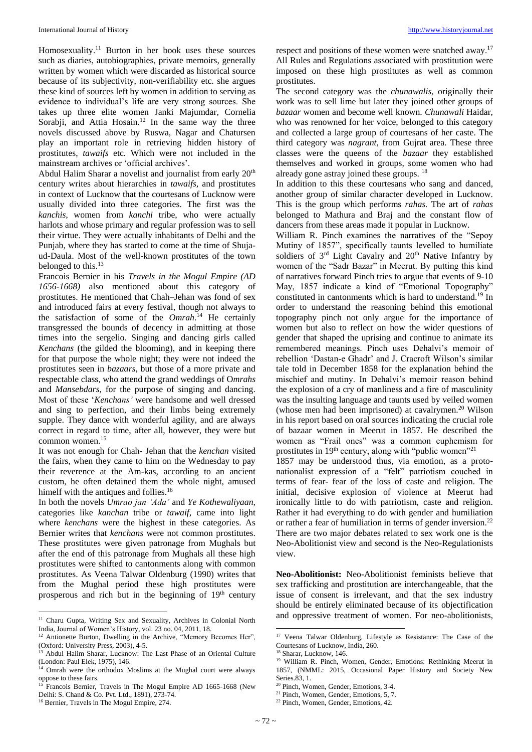Homosexuality.[11] Burton in her book uses these sources such as diaries, autobiographies, private memoirs, generally written by women which were discarded as historical source because of its subjectivity, non-verifiability etc. she argues these kind of sources left by women in addition to serving as evidence to individual's life are very strong sources. She takes up three elite women Janki Majumdar, Cornelia Sorabji, and Attia Hosain.[12] In the same way the three novels discussed above by Ruswa, Nagar and Chatursen play an important role in retrieving hidden history of prostitutes, *tawaifs* etc. Which were not included in the mainstream archives or 'official archives'.

Abdul Halim Sharar a novelist and journalist from early 20th century writes about hierarchies in *tawaifs,* and prostitutes in context of Lucknow that the courtesans of Lucknow were usually divided into three categories. The first was the *kanchis,* women from *kanchi* tribe, who were actually harlots and whose primary and regular profession was to sell their virtue. They were actually inhabitants of Delhi and the Punjab, where they has started to come at the time of Shuja-ud-Daula. Most of the well-known prostitutes of the town belonged to this.[13]

Francois Bernier in his *Travels in the Mogul Empire (AD 1656-1668)* also mentioned about this category of prostitutes. He mentioned that Chah–Jehan was fond of sex and introduced fairs at every festival, though not always to the satisfaction of some of the *Omrah*.[14] He certainly transgressed the bounds of decency in admitting at those times into the sergelio. Singing and dancing girls called *Kenchans* (the gilded the blooming), and in keeping there for that purpose the whole night; they were not indeed the prostitutes seen in *bazaars,* but those of a more private and respectable class, who attend the grand weddings of O*mrahs* and *Mansebdars*, for the purpose of singing and dancing. Most of these '*Kenchans'* were handsome and well dressed and sing to perfection, and their limbs being extremely supple. They dance with wonderful agility, and are always correct in regard to time, after all, however, they were but common women.[15]

It was not enough for Chah- Jehan that the *kenchan* visited the fairs, when they came to him on the Wednesday to pay their reverence at the Am-kas, according to an ancient custom, he often detained them the whole night, amused himelf with the antiques and follies.[16]

In both the novels *Umrao jan 'Ada'* and *Ye Kothewaliyaan,* categories like *kanchan* tribe or *tawaif,* came into light where *kenchans* were the highest in these categories. As Bernier writes that *kenchans* were not common prostitutes. These prostitutes were given patronage from Mughals but after the end of this patronage from Mughals all these high prostitutes were shifted to cantonments along with common prostitutes. As Veena Talwar Oldenburg (1990) writes that from the Mughal period these high prostitutes were prosperous and rich but in the beginning of 19th century respect and positions of these women were snatched away.[17] All Rules and Regulations associated with prostitution were imposed on these high prostitutes as well as common prostitutes.

The second category was the *chunawalis,* originally their work was to sell lime but later they joined other groups of *bazaar* women and become well known. *Chunawali* Haidar, who was renowned for her voice, belonged to this category and collected a large group of courtesans of her caste. The third category was *nagrant,* from Gujrat area. These three classes were the queens of the *bazaar* they established themselves and worked in groups, some women who had already gone astray joined these groups. [18]

In addition to this these courtesans who sang and danced, another group of similar character developed in Lucknow. This is the group which performs *rahas.* The art of *rahas* belonged to Mathura and Braj and the constant flow of dancers from these areas made it popular in Lucknow.

William R. Pinch examines the narratives of the "Sepoy Mutiny of 1857", specifically taunts levelled to humiliate soldiers of 3rd Light Cavalry and 20th Native Infantry by women of the "Sadr Bazar" in Meerut. By putting this kind of narratives forward Pinch tries to argue that events of 9-10 May, 1857 indicate a kind of "Emotional Topography" constituted in cantonments which is hard to understand.[19] In order to understand the reasoning behind this emotional topography pinch not only argue for the importance of women but also to reflect on how the wider questions of gender that shaped the uprising and continue to animate its remembered meanings. Pinch uses Dehalvi's memoir of rebellion 'Dastan-e Ghadr' and J. Cracroft Wilson's similar tale told in December 1858 for the explanation behind the mischief and mutiny. In Dehalvi's memoir reason behind the explosion of a cry of manliness and a fire of masculinity was the insulting language and taunts used by veiled women (whose men had been imprisoned) at cavalrymen.[20] Wilson in his report based on oral sources indicating the crucial role of bazaar women in Meerut in 1857. He described the women as "Frail ones" was a common euphemism for prostitutes in 19th century, along with "public women"[21]

1857 may be understood thus, via emotion, as a proto-nationalist expression of a "felt" patriotism couched in terms of fear- fear of the loss of caste and religion. The initial, decisive explosion of violence at Meerut had ironically little to do with patriotism, caste and religion. Rather it had everything to do with gender and humiliation or rather a fear of humiliation in terms of gender inversion.[22]

There are two major debates related to sex work one is the Neo-Abolitionist view and second is the Neo-Regulationists view.

**Neo-Abolitionist:** Neo-Abolitionist feminists believe that sex trafficking and prostitution are interchangeable, that the issue of consent is irrelevant, and that the sex industry should be entirely eliminated because of its objectification and oppressive treatment of women. For neo-abolitionists,

---

[11] Charu Gupta, Writing Sex and Sexuality, Archives in Colonial North India, Journal of Women's History, vol. 23 no. 04, 2011, 18.

[12] Antionette Burton, Dwelling in the Archive, "Memory Becomes Her", (Oxford: University Press, 2003), 4-5.

[13] Abdul Halim Sharar, Lucknow: The Last Phase of an Oriental Culture (London: Paul Elek, 1975), 146.

[14] Omrah were the orthodox Moslims at the Mughal court were always oppose to these fairs.

[15] Francois Bernier, Travels in The Mogul Empire AD 1665-1668 (New Delhi: S. Chand & Co. Pvt. Ltd., 1891), 273-74.

[16] Bernier, Travels in The Mogul Empire, 274.

[17] Veena Talwar Oldenburg, Lifestyle as Resistance: The Case of the Courtesans of Lucknow, India, 260.

[18] Sharar, Lucknow, 146.

[19] William R. Pinch, Women, Gender, Emotions: Rethinking Meerut in 1857, (NMML: 2015, Occasional Paper History and Society New Series.83, 1.

[20] Pinch, Women, Gender, Emotions, 3-4.

[21] Pinch, Women, Gender, Emotions, 5, 7.

[22] Pinch, Women, Gender, Emotions, 42.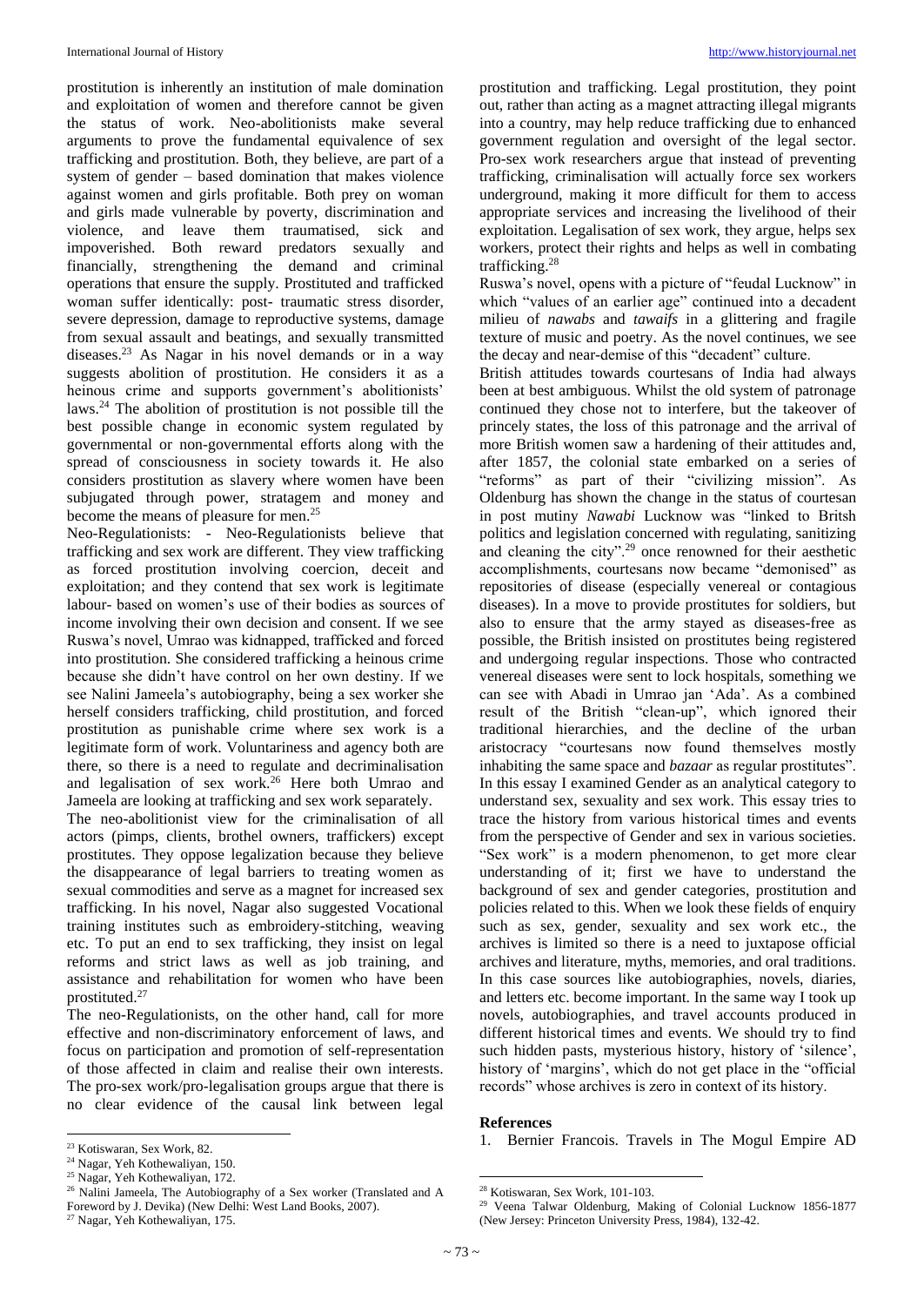prostitution is inherently an institution of male domination and exploitation of women and therefore cannot be given the status of work. Neo-abolitionists make several arguments to prove the fundamental equivalence of sex trafficking and prostitution. Both, they believe, are part of a system of gender – based domination that makes violence against women and girls profitable. Both prey on woman and girls made vulnerable by poverty, discrimination and violence, and leave them traumatised, sick and impoverished. Both reward predators sexually and financially, strengthening the demand and criminal operations that ensure the supply. Prostituted and trafficked woman suffer identically: post- traumatic stress disorder, severe depression, damage to reproductive systems, damage from sexual assault and beatings, and sexually transmitted diseases.[23] As Nagar in his novel demands or in a way suggests abolition of prostitution. He considers it as a heinous crime and supports government's abolitionists' laws.[24] The abolition of prostitution is not possible till the best possible change in economic system regulated by governmental or non-governmental efforts along with the spread of consciousness in society towards it. He also considers prostitution as slavery where women have been subjugated through power, stratagem and money and become the means of pleasure for men.[25]

Neo-Regulationists: - Neo-Regulationists believe that trafficking and sex work are different. They view trafficking as forced prostitution involving coercion, deceit and exploitation; and they contend that sex work is legitimate labour- based on women's use of their bodies as sources of income involving their own decision and consent. If we see Ruswa's novel, Umrao was kidnapped, trafficked and forced into prostitution. She considered trafficking a heinous crime because she didn't have control on her own destiny. If we see Nalini Jameela's autobiography, being a sex worker she herself considers trafficking, child prostitution, and forced prostitution as punishable crime where sex work is a legitimate form of work. Voluntariness and agency both are there, so there is a need to regulate and decriminalisation and legalisation of sex work.[26] Here both Umrao and Jameela are looking at trafficking and sex work separately.

The neo-abolitionist view for the criminalisation of all actors (pimps, clients, brothel owners, traffickers) except prostitutes. They oppose legalization because they believe the disappearance of legal barriers to treating women as sexual commodities and serve as a magnet for increased sex trafficking. In his novel, Nagar also suggested Vocational training institutes such as embroidery-stitching, weaving etc. To put an end to sex trafficking, they insist on legal reforms and strict laws as well as job training, and assistance and rehabilitation for women who have been prostituted.[27]

The neo-Regulationists, on the other hand, call for more effective and non-discriminatory enforcement of laws, and focus on participation and promotion of self-representation of those affected in claim and realise their own interests. The pro-sex work/pro-legalisation groups argue that there is no clear evidence of the causal link between legal prostitution and trafficking. Legal prostitution, they point out, rather than acting as a magnet attracting illegal migrants into a country, may help reduce trafficking due to enhanced government regulation and oversight of the legal sector. Pro-sex work researchers argue that instead of preventing trafficking, criminalisation will actually force sex workers underground, making it more difficult for them to access appropriate services and increasing the livelihood of their exploitation. Legalisation of sex work, they argue, helps sex workers, protect their rights and helps as well in combating trafficking.[28]

Ruswa's novel, opens with a picture of "feudal Lucknow" in which "values of an earlier age" continued into a decadent milieu of *nawabs* and *tawaifs* in a glittering and fragile texture of music and poetry. As the novel continues, we see the decay and near-demise of this "decadent" culture.

British attitudes towards courtesans of India had always been at best ambiguous. Whilst the old system of patronage continued they chose not to interfere, but the takeover of princely states, the loss of this patronage and the arrival of more British women saw a hardening of their attitudes and, after 1857, the colonial state embarked on a series of "reforms" as part of their "civilizing mission". As Oldenburg has shown the change in the status of courtesan in post mutiny *Nawabi* Lucknow was "linked to Britsh politics and legislation concerned with regulating, sanitizing and cleaning the city".[29] once renowned for their aesthetic accomplishments, courtesans now became "demonised" as repositories of disease (especially venereal or contagious diseases). In a move to provide prostitutes for soldiers, but also to ensure that the army stayed as diseases-free as possible, the British insisted on prostitutes being registered and undergoing regular inspections. Those who contracted venereal diseases were sent to lock hospitals, something we can see with Abadi in Umrao jan 'Ada'. As a combined result of the British "clean-up", which ignored their traditional hierarchies, and the decline of the urban aristocracy "courtesans now found themselves mostly inhabiting the same space and *bazaar* as regular prostitutes". In this essay I examined Gender as an analytical category to understand sex, sexuality and sex work. This essay tries to trace the history from various historical times and events from the perspective of Gender and sex in various societies. "Sex work" is a modern phenomenon, to get more clear understanding of it; first we have to understand the background of sex and gender categories, prostitution and policies related to this. When we look these fields of enquiry such as sex, gender, sexuality and sex work etc., the archives is limited so there is a need to juxtapose official archives and literature, myths, memories, and oral traditions. In this case sources like autobiographies, novels, diaries, and letters etc. become important. In the same way I took up novels, autobiographies, and travel accounts produced in different historical times and events. We should try to find such hidden pasts, mysterious history, history of 'silence', history of 'margins', which do not get place in the "official records" whose archives is zero in context of its history.

## References

1. Bernier Francois. Travels in The Mogul Empire AD

---

[23] Kotiswaran, Sex Work, 82.

[24] Nagar, Yeh Kothewaliyan, 150.

[25] Nagar, Yeh Kothewaliyan, 172.

[26] Nalini Jameela, The Autobiography of a Sex worker (Translated and A Foreword by J. Devika) (New Delhi: West Land Books, 2007).

[27] Nagar, Yeh Kothewaliyan, 175.

[28] Kotiswaran, Sex Work, 101-103.

[29] Veena Talwar Oldenburg, Making of Colonial Lucknow 1856-1877 (New Jersey: Princeton University Press, 1984), 132-42.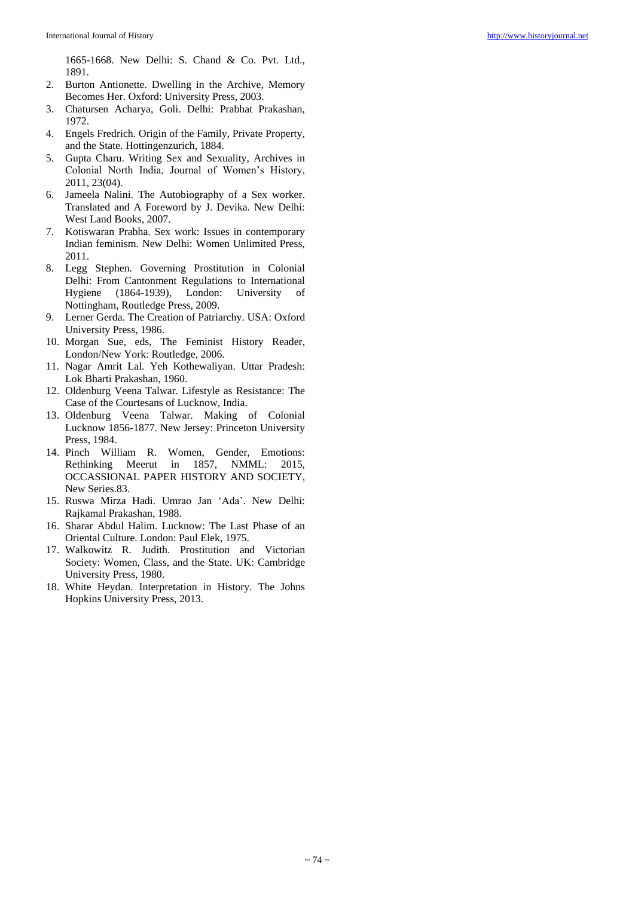1665-1668. New Delhi: S. Chand & Co. Pvt. Ltd., 1891.

2. Burton Antionette. Dwelling in the Archive, Memory Becomes Her. Oxford: University Press, 2003.
3. Chatursen Acharya, Goli. Delhi: Prabhat Prakashan, 1972.
4. Engels Fredrich. Origin of the Family, Private Property, and the State. Hottingenzurich, 1884.
5. Gupta Charu. Writing Sex and Sexuality, Archives in Colonial North India, Journal of Women's History, 2011, 23(04).
6. Jameela Nalini. The Autobiography of a Sex worker. Translated and A Foreword by J. Devika. New Delhi: West Land Books, 2007.
7. Kotiswaran Prabha. Sex work: Issues in contemporary Indian feminism. New Delhi: Women Unlimited Press, 2011.
8. Legg Stephen. Governing Prostitution in Colonial Delhi: From Cantonment Regulations to International Hygiene (1864-1939), London: University of Nottingham, Routledge Press, 2009.
9. Lerner Gerda. The Creation of Patriarchy. USA: Oxford University Press, 1986.
10. Morgan Sue, eds, The Feminist History Reader, London/New York: Routledge, 2006.
11. Nagar Amrit Lal. Yeh Kothewaliyan. Uttar Pradesh: Lok Bharti Prakashan, 1960.
12. Oldenburg Veena Talwar. Lifestyle as Resistance: The Case of the Courtesans of Lucknow, India.
13. Oldenburg Veena Talwar. Making of Colonial Lucknow 1856-1877. New Jersey: Princeton University Press, 1984.
14. Pinch William R. Women, Gender, Emotions: Rethinking Meerut in 1857, NMML: 2015, OCCASSIONAL PAPER HISTORY AND SOCIETY, New Series.83.
15. Ruswa Mirza Hadi. Umrao Jan 'Ada'. New Delhi: Rajkamal Prakashan, 1988.
16. Sharar Abdul Halim. Lucknow: The Last Phase of an Oriental Culture. London: Paul Elek, 1975.
17. Walkowitz R. Judith. Prostitution and Victorian Society: Women, Class, and the State. UK: Cambridge University Press, 1980.
18. White Heydan. Interpretation in History. The Johns Hopkins University Press, 2013.